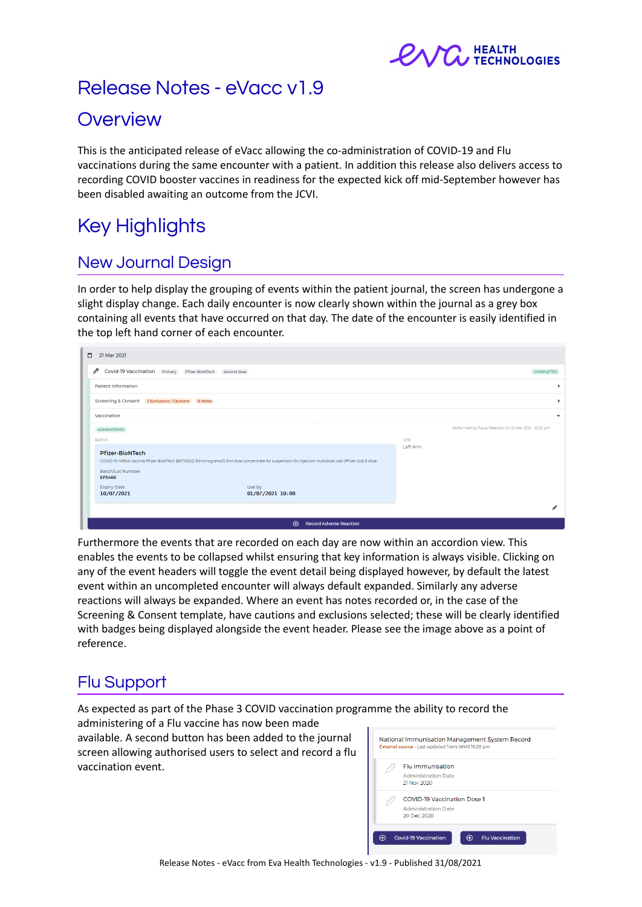# Release Notes - eVacc v1.9

# Overview

This is the anticipated release of eVacc allowing the co-administration of COVID-19 and Flu vaccinations during the same encounter with a patient. In addition this release also delivers access to recording COVID booster vaccines in readiness for the expected kick off mid-September however has been disabled awaiting an outcome from the JCVI.

# Key Highlights

## New Journal Design

In order to help display the grouping of events within the patient journal, the screen has undergone a slight display change. Each daily encounter is now clearly shown within the journal as a grey box containing all events that have occurred on that day. The date of the encounter is easily identified in the top left hand corner of each encounter.

Furthermore the events that are recorded on each day are now within an accordion view. This enables the events to be collapsed whilst ensuring that key information is always visible. Clicking on any of the event headers will toggle the event detail being displayed however, by default the latest event within an uncompleted encounter will always default expanded. Similarly any adverse reactions will always be expanded. Where an event has notes recorded or, in the case of the Screening & Consent template, have cautions and exclusions selected; these will be clearly identified with badges being displayed alongside the event header. Please see the image above as a point of reference.

## Flu Support

As expected as part of the Phase 3 COVID vaccination programme the ability to record the administering of a Flu vaccine has now been made available. A second button has been added to the journal screen allowing authorised users to select and record a flu vaccination event.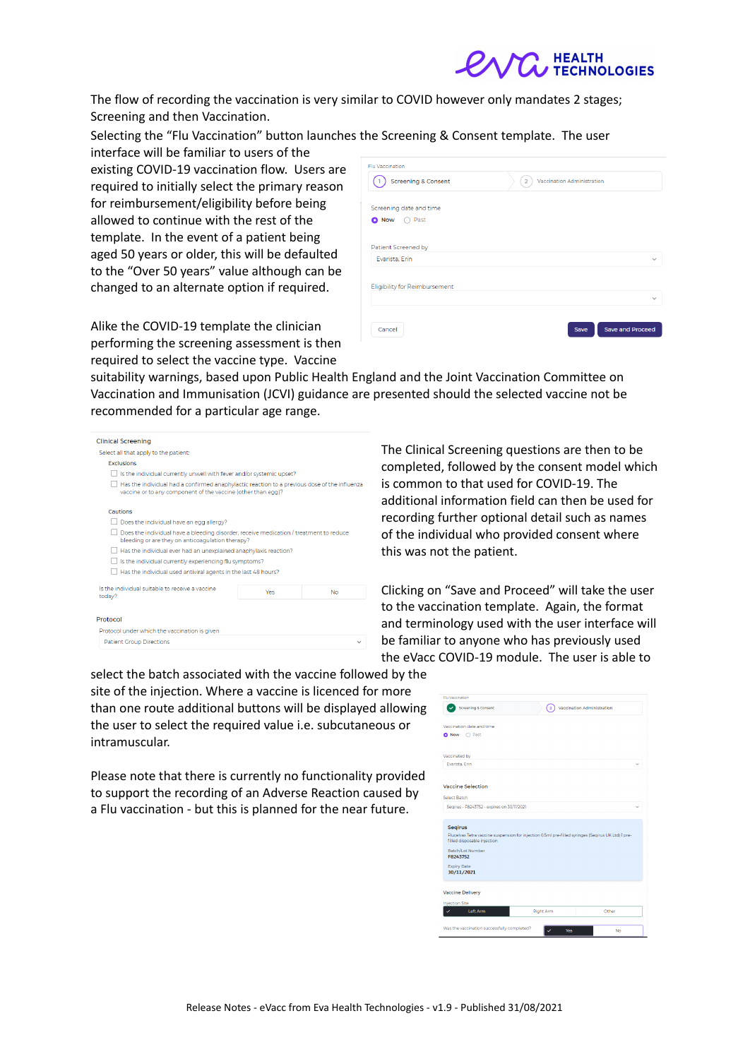The flow of recording the vaccination is very similar to COVID however only mandates 2 stages; Screening and then Vaccination.

Selecting the "Flu Vaccination" button launches the Screening & Consent template. The user interface will be familiar to users of the existing COVID-19 vaccination flow. Users are required to initially select the primary reason for reimbursement/eligibility before being allowed to continue with the rest of the template. In the event of a patient being aged 50 years or older, this will be defaulted to the "Over 50 years" value although can be changed to an alternate option if required.

Alike the COVID-19 template the clinician performing the screening assessment is then required to select the vaccine type. Vaccine suitability warnings, based upon Public Health England and the Joint Vaccination Committee on Vaccination and Immunisation (JCVI) guidance are presented should the selected vaccine not be recommended for a particular age range.

The Clinical Screening questions are then to be completed, followed by the consent model which is common to that used for COVID-19. The additional information field can then be used for recording further optional detail such as names of the individual who provided consent where this was not the patient.

Clicking on "Save and Proceed" will take the user to the vaccination template. Again, the format and terminology used with the user interface will be familiar to anyone who has previously used the eVacc COVID-19 module. The user is able to select the batch associated with the vaccine followed by the site of the injection. Where a vaccine is licenced for more than one route additional buttons will be displayed allowing the user to select the required value i.e. subcutaneous or intramuscular.

Please note that there is currently no functionality provided to support the recording of an Adverse Reaction caused by a Flu vaccination - but this is planned for the near future.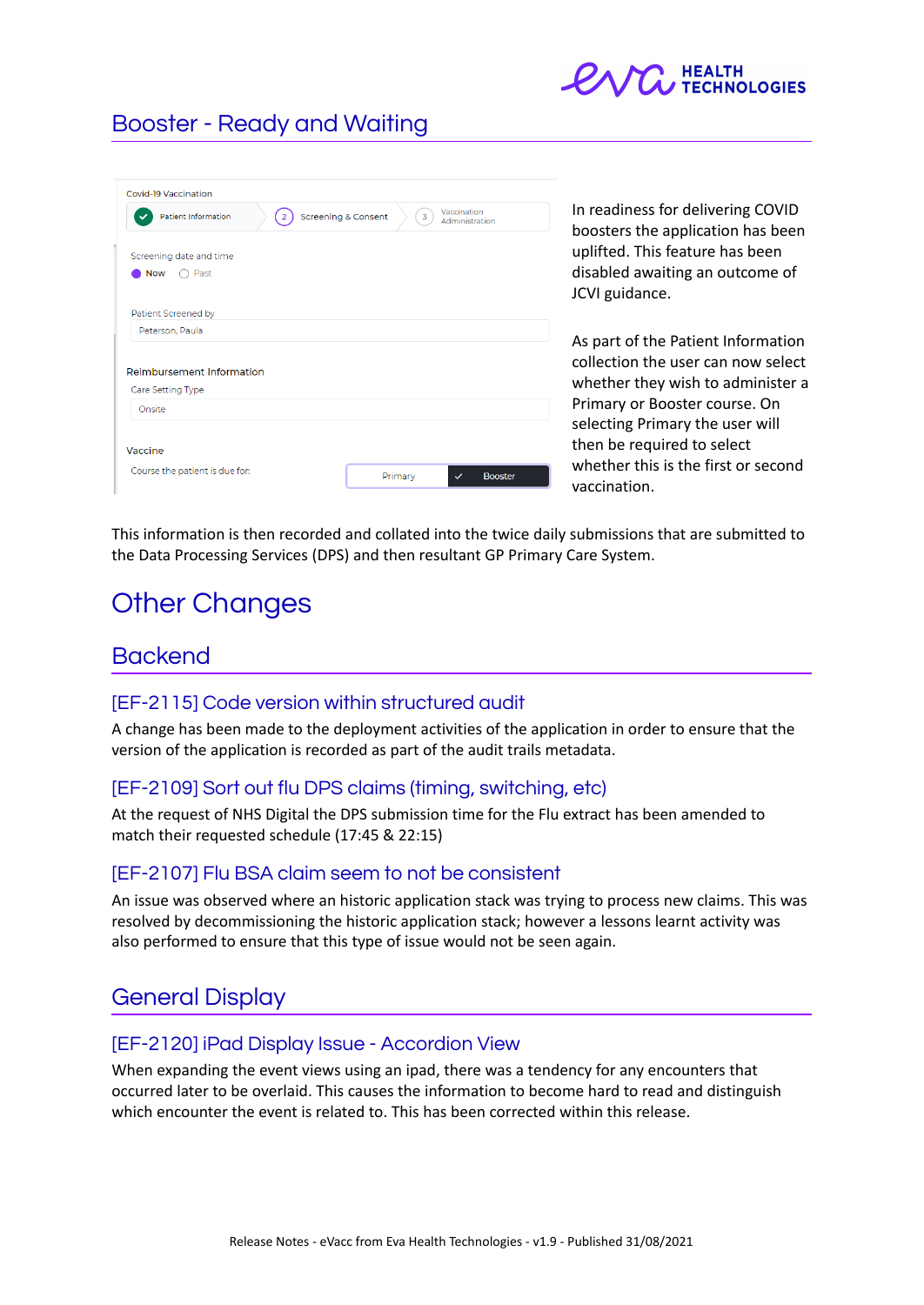## Booster - Ready and Waiting

Covid-19 Vaccination

Patient Information | Screening & Consent | Vaccination Administration

Screening date and time

Now | Past

Patient Screened by

Peterson, Paula

Reimbursement Information

Care Setting Type

Onsite

Vaccine

Course the patient is due for: Primary | Booster

In readiness for delivering COVID boosters the application has been uplifted. This feature has been disabled awaiting an outcome of JCVI guidance.

As part of the Patient Information collection the user can now select whether they wish to administer a Primary or Booster course. On selecting Primary the user will then be required to select whether this is the first or second vaccination.

This information is then recorded and collated into the twice daily submissions that are submitted to the Data Processing Services (DPS) and then resultant GP Primary Care System.

# Other Changes

## Backend

### [EF-2115] Code version within structured audit

A change has been made to the deployment activities of the application in order to ensure that the version of the application is recorded as part of the audit trails metadata.

### [EF-2109] Sort out flu DPS claims (timing, switching, etc)

At the request of NHS Digital the DPS submission time for the Flu extract has been amended to match their requested schedule (17:45 & 22:15)

### [EF-2107] Flu BSA claim seem to not be consistent

An issue was observed where an historic application stack was trying to process new claims. This was resolved by decommissioning the historic application stack; however a lessons learnt activity was also performed to ensure that this type of issue would not be seen again.

## General Display

### [EF-2120] iPad Display Issue - Accordion View

When expanding the event views using an ipad, there was a tendency for any encounters that occurred later to be overlaid. This causes the information to become hard to read and distinguish which encounter the event is related to. This has been corrected within this release.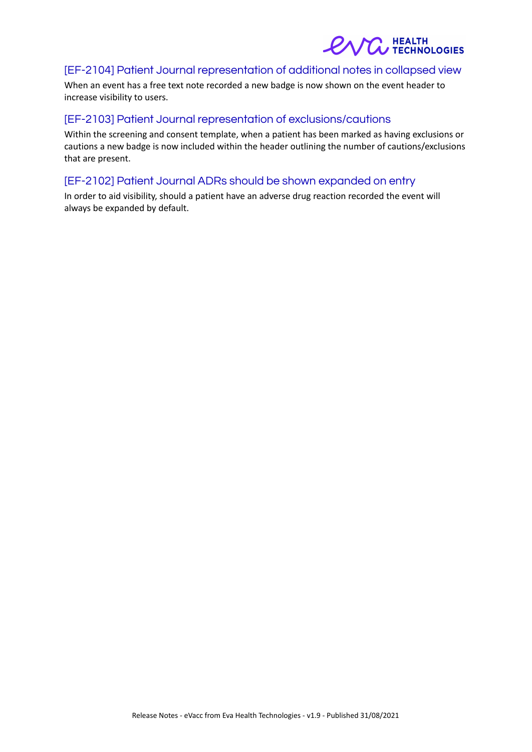## [EF-2104] Patient Journal representation of additional notes in collapsed view

When an event has a free text note recorded a new badge is now shown on the event header to increase visibility to users.

## [EF-2103] Patient Journal representation of exclusions/cautions

Within the screening and consent template, when a patient has been marked as having exclusions or cautions a new badge is now included within the header outlining the number of cautions/exclusions that are present.

## [EF-2102] Patient Journal ADRs should be shown expanded on entry

In order to aid visibility, should a patient have an adverse drug reaction recorded the event will always be expanded by default.